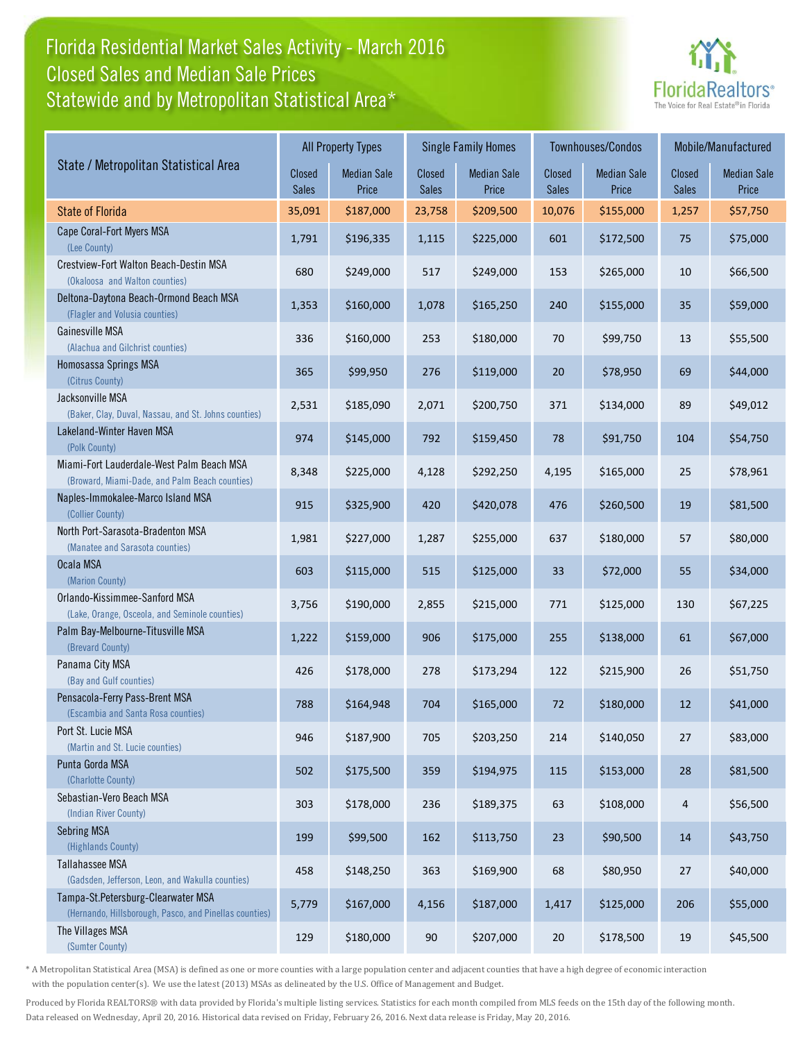# Florida Residential Market Sales Activity - March 2016
## Closed Sales and Median Sale Prices
## Statewide and by Metropolitan Statistical Area*

FloridaRealtors® The Voice for Real Estate® in Florida

| State / Metropolitan Statistical Area | All Property Types | | Single Family Homes | | Townhouses/Condos | | Mobile/Manufactured | |
|---|---|---|---|---|---|---|---|---|
| | Closed Sales | Median Sale Price | Closed Sales | Median Sale Price | Closed Sales | Median Sale Price | Closed Sales | Median Sale Price |
| **State of Florida** | 35,091 | $187,000 | 23,758 | $209,500 | 10,076 | $155,000 | 1,257 | $57,750 |
| Cape Coral-Fort Myers MSA (Lee County) | 1,791 | $196,335 | 1,115 | $225,000 | 601 | $172,500 | 75 | $75,000 |
| Crestview-Fort Walton Beach-Destin MSA (Okaloosa and Walton counties) | 680 | $249,000 | 517 | $249,000 | 153 | $265,000 | 10 | $66,500 |
| Deltona-Daytona Beach-Ormond Beach MSA (Flagler and Volusia counties) | 1,353 | $160,000 | 1,078 | $165,250 | 240 | $155,000 | 35 | $59,000 |
| Gainesville MSA (Alachua and Gilchrist counties) | 336 | $160,000 | 253 | $180,000 | 70 | $99,750 | 13 | $55,500 |
| Homosassa Springs MSA (Citrus County) | 365 | $99,950 | 276 | $119,000 | 20 | $78,950 | 69 | $44,000 |
| Jacksonville MSA (Baker, Clay, Duval, Nassau, and St. Johns counties) | 2,531 | $185,090 | 2,071 | $200,750 | 371 | $134,000 | 89 | $49,012 |
| Lakeland-Winter Haven MSA (Polk County) | 974 | $145,000 | 792 | $159,450 | 78 | $91,750 | 104 | $54,750 |
| Miami-Fort Lauderdale-West Palm Beach MSA (Broward, Miami-Dade, and Palm Beach counties) | 8,348 | $225,000 | 4,128 | $292,250 | 4,195 | $165,000 | 25 | $78,961 |
| Naples-Immokalee-Marco Island MSA (Collier County) | 915 | $325,900 | 420 | $420,078 | 476 | $260,500 | 19 | $81,500 |
| North Port-Sarasota-Bradenton MSA (Manatee and Sarasota counties) | 1,981 | $227,000 | 1,287 | $255,000 | 637 | $180,000 | 57 | $80,000 |
| Ocala MSA (Marion County) | 603 | $115,000 | 515 | $125,000 | 33 | $72,000 | 55 | $34,000 |
| Orlando-Kissimmee-Sanford MSA (Lake, Orange, Osceola, and Seminole counties) | 3,756 | $190,000 | 2,855 | $215,000 | 771 | $125,000 | 130 | $67,225 |
| Palm Bay-Melbourne-Titusville MSA (Brevard County) | 1,222 | $159,000 | 906 | $175,000 | 255 | $138,000 | 61 | $67,000 |
| Panama City MSA (Bay and Gulf counties) | 426 | $178,000 | 278 | $173,294 | 122 | $215,900 | 26 | $51,750 |
| Pensacola-Ferry Pass-Brent MSA (Escambia and Santa Rosa counties) | 788 | $164,948 | 704 | $165,000 | 72 | $180,000 | 12 | $41,000 |
| Port St. Lucie MSA (Martin and St. Lucie counties) | 946 | $187,900 | 705 | $203,250 | 214 | $140,050 | 27 | $83,000 |
| Punta Gorda MSA (Charlotte County) | 502 | $175,500 | 359 | $194,975 | 115 | $153,000 | 28 | $81,500 |
| Sebastian-Vero Beach MSA (Indian River County) | 303 | $178,000 | 236 | $189,375 | 63 | $108,000 | 4 | $56,500 |
| Sebring MSA (Highlands County) | 199 | $99,500 | 162 | $113,750 | 23 | $90,500 | 14 | $43,750 |
| Tallahassee MSA (Gadsden, Jefferson, Leon, and Wakulla counties) | 458 | $148,250 | 363 | $169,900 | 68 | $80,950 | 27 | $40,000 |
| Tampa-St.Petersburg-Clearwater MSA (Hernando, Hillsborough, Pasco, and Pinellas counties) | 5,779 | $167,000 | 4,156 | $187,000 | 1,417 | $125,000 | 206 | $55,000 |
| The Villages MSA (Sumter County) | 129 | $180,000 | 90 | $207,000 | 20 | $178,500 | 19 | $45,500 |

* A Metropolitan Statistical Area (MSA) is defined as one or more counties with a large population center and adjacent counties that have a high degree of economic interaction with the population center(s). We use the latest (2013) MSAs as delineated by the U.S. Office of Management and Budget.

Produced by Florida REALTORS® with data provided by Florida's multiple listing services. Statistics for each month compiled from MLS feeds on the 15th day of the following month. Data released on Wednesday, April 20, 2016. Historical data revised on Friday, February 26, 2016. Next data release is Friday, May 20, 2016.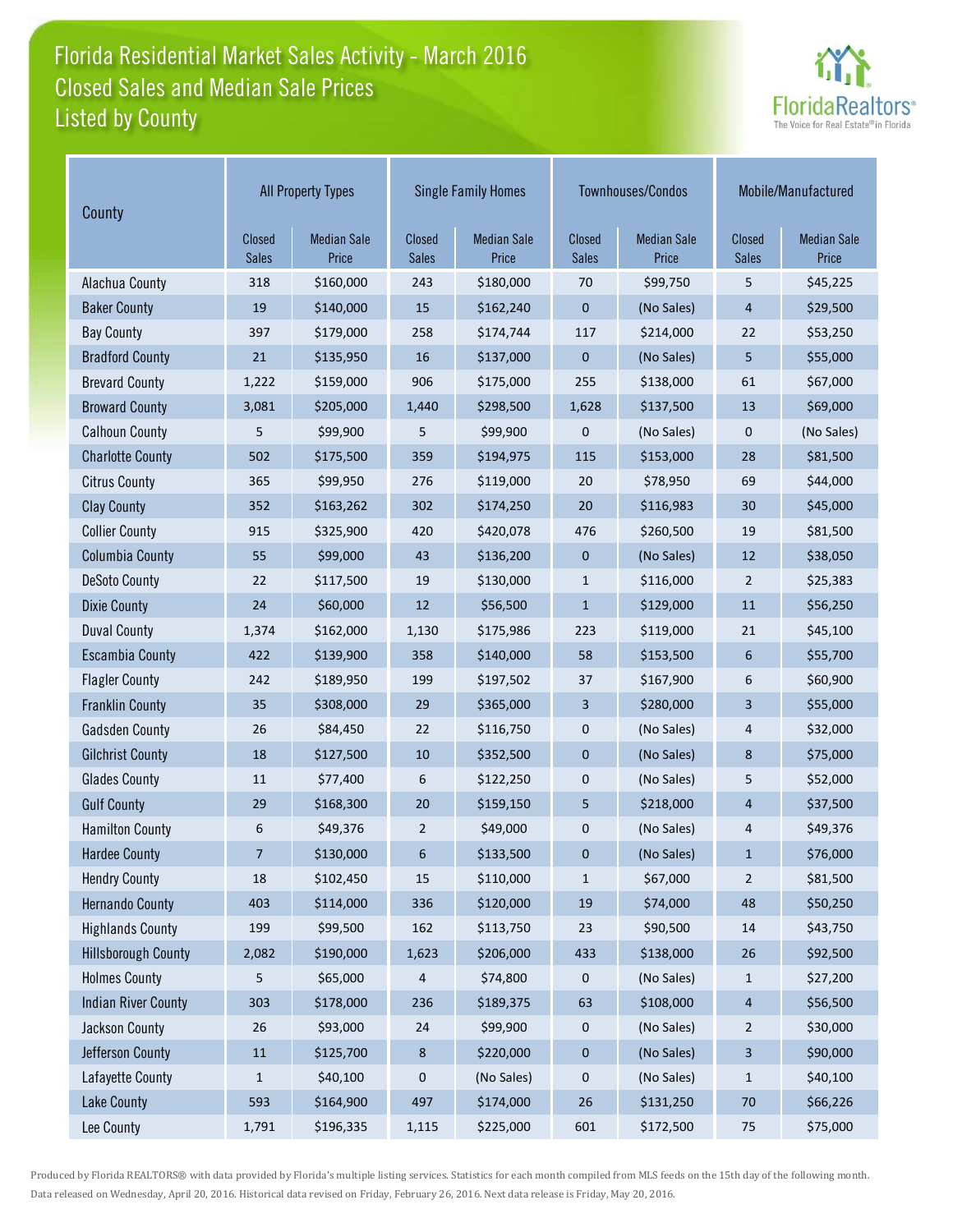# Florida Residential Market Sales Activity - March 2016
## Closed Sales and Median Sale Prices
## Listed by County

FloridaRealtors® The Voice for Real Estate® in Florida

| County | All Property Types | | Single Family Homes | | Townhouses/Condos | | Mobile/Manufactured | |
|---|---|---|---|---|---|---|---|---|
| | Closed Sales | Median Sale Price | Closed Sales | Median Sale Price | Closed Sales | Median Sale Price | Closed Sales | Median Sale Price |
| Alachua County | 318 | $160,000 | 243 | $180,000 | 70 | $99,750 | 5 | $45,225 |
| Baker County | 19 | $140,000 | 15 | $162,240 | 0 | (No Sales) | 4 | $29,500 |
| Bay County | 397 | $179,000 | 258 | $174,744 | 117 | $214,000 | 22 | $53,250 |
| Bradford County | 21 | $135,950 | 16 | $137,000 | 0 | (No Sales) | 5 | $55,000 |
| Brevard County | 1,222 | $159,000 | 906 | $175,000 | 255 | $138,000 | 61 | $67,000 |
| Broward County | 3,081 | $205,000 | 1,440 | $298,500 | 1,628 | $137,500 | 13 | $69,000 |
| Calhoun County | 5 | $99,900 | 5 | $99,900 | 0 | (No Sales) | 0 | (No Sales) |
| Charlotte County | 502 | $175,500 | 359 | $194,975 | 115 | $153,000 | 28 | $81,500 |
| Citrus County | 365 | $99,950 | 276 | $119,000 | 20 | $78,950 | 69 | $44,000 |
| Clay County | 352 | $163,262 | 302 | $174,250 | 20 | $116,983 | 30 | $45,000 |
| Collier County | 915 | $325,900 | 420 | $420,078 | 476 | $260,500 | 19 | $81,500 |
| Columbia County | 55 | $99,000 | 43 | $136,200 | 0 | (No Sales) | 12 | $38,050 |
| DeSoto County | 22 | $117,500 | 19 | $130,000 | 1 | $116,000 | 2 | $25,383 |
| Dixie County | 24 | $60,000 | 12 | $56,500 | 1 | $129,000 | 11 | $56,250 |
| Duval County | 1,374 | $162,000 | 1,130 | $175,986 | 223 | $119,000 | 21 | $45,100 |
| Escambia County | 422 | $139,900 | 358 | $140,000 | 58 | $153,500 | 6 | $55,700 |
| Flagler County | 242 | $189,950 | 199 | $197,502 | 37 | $167,900 | 6 | $60,900 |
| Franklin County | 35 | $308,000 | 29 | $365,000 | 3 | $280,000 | 3 | $55,000 |
| Gadsden County | 26 | $84,450 | 22 | $116,750 | 0 | (No Sales) | 4 | $32,000 |
| Gilchrist County | 18 | $127,500 | 10 | $352,500 | 0 | (No Sales) | 8 | $75,000 |
| Glades County | 11 | $77,400 | 6 | $122,250 | 0 | (No Sales) | 5 | $52,000 |
| Gulf County | 29 | $168,300 | 20 | $159,150 | 5 | $218,000 | 4 | $37,500 |
| Hamilton County | 6 | $49,376 | 2 | $49,000 | 0 | (No Sales) | 4 | $49,376 |
| Hardee County | 7 | $130,000 | 6 | $133,500 | 0 | (No Sales) | 1 | $76,000 |
| Hendry County | 18 | $102,450 | 15 | $110,000 | 1 | $67,000 | 2 | $81,500 |
| Hernando County | 403 | $114,000 | 336 | $120,000 | 19 | $74,000 | 48 | $50,250 |
| Highlands County | 199 | $99,500 | 162 | $113,750 | 23 | $90,500 | 14 | $43,750 |
| Hillsborough County | 2,082 | $190,000 | 1,623 | $206,000 | 433 | $138,000 | 26 | $92,500 |
| Holmes County | 5 | $65,000 | 4 | $74,800 | 0 | (No Sales) | 1 | $27,200 |
| Indian River County | 303 | $178,000 | 236 | $189,375 | 63 | $108,000 | 4 | $56,500 |
| Jackson County | 26 | $93,000 | 24 | $99,900 | 0 | (No Sales) | 2 | $30,000 |
| Jefferson County | 11 | $125,700 | 8 | $220,000 | 0 | (No Sales) | 3 | $90,000 |
| Lafayette County | 1 | $40,100 | 0 | (No Sales) | 0 | (No Sales) | 1 | $40,100 |
| Lake County | 593 | $164,900 | 497 | $174,000 | 26 | $131,250 | 70 | $66,226 |
| Lee County | 1,791 | $196,335 | 1,115 | $225,000 | 601 | $172,500 | 75 | $75,000 |

Produced by Florida REALTORS® with data provided by Florida's multiple listing services. Statistics for each month compiled from MLS feeds on the 15th day of the following month. Data released on Wednesday, April 20, 2016. Historical data revised on Friday, February 26, 2016. Next data release is Friday, May 20, 2016.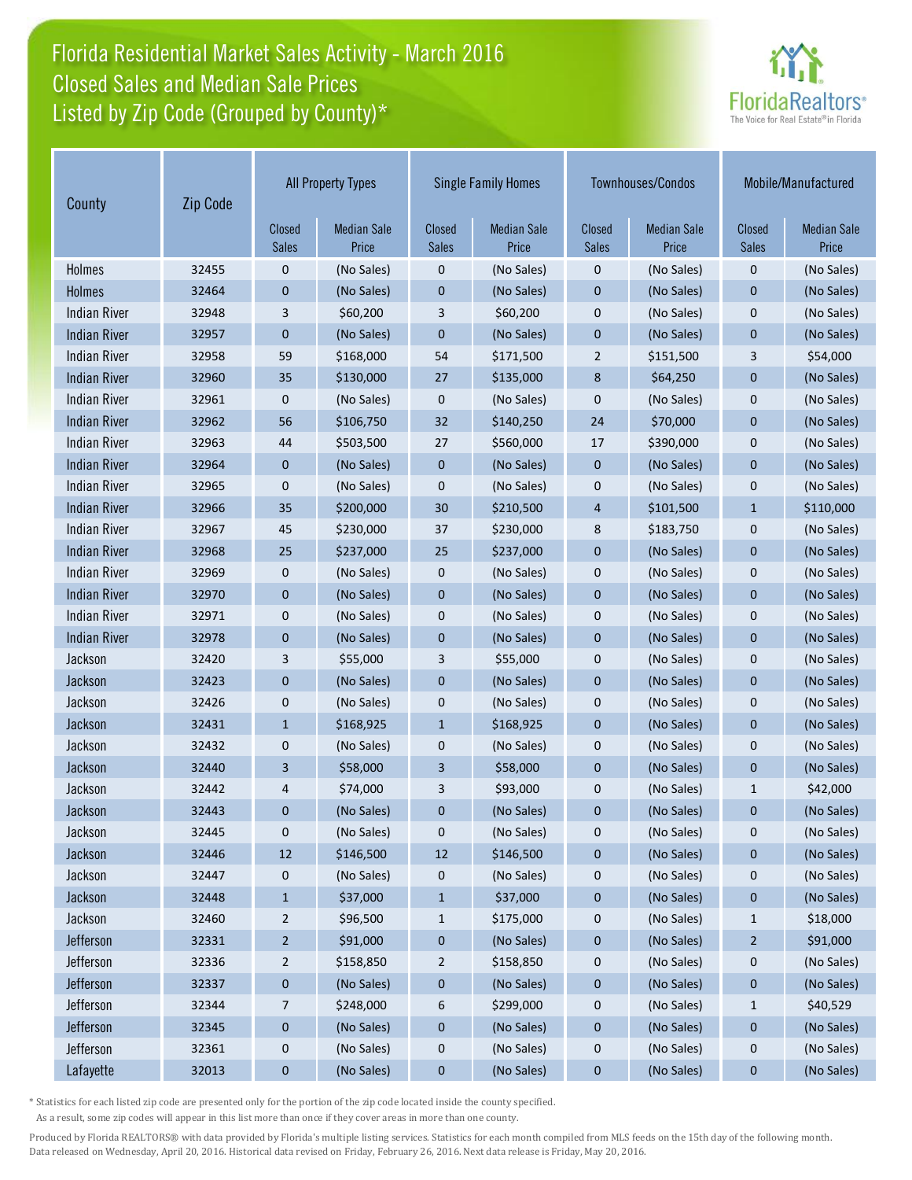# Florida Residential Market Sales Activity - March 2016
## Closed Sales and Median Sale Prices
## Listed by Zip Code (Grouped by County)*

| County | Zip Code | All Property Types | | Single Family Homes | | Townhouses/Condos | | Mobile/Manufactured | |
|---|---|---|---|---|---|---|---|---|---|
| | | Closed Sales | Median Sale Price | Closed Sales | Median Sale Price | Closed Sales | Median Sale Price | Closed Sales | Median Sale Price |
| Holmes | 32455 | 0 | (No Sales) | 0 | (No Sales) | 0 | (No Sales) | 0 | (No Sales) |
| Holmes | 32464 | 0 | (No Sales) | 0 | (No Sales) | 0 | (No Sales) | 0 | (No Sales) |
| Indian River | 32948 | 3 | $60,200 | 3 | $60,200 | 0 | (No Sales) | 0 | (No Sales) |
| Indian River | 32957 | 0 | (No Sales) | 0 | (No Sales) | 0 | (No Sales) | 0 | (No Sales) |
| Indian River | 32958 | 59 | $168,000 | 54 | $171,500 | 2 | $151,500 | 3 | $54,000 |
| Indian River | 32960 | 35 | $130,000 | 27 | $135,000 | 8 | $64,250 | 0 | (No Sales) |
| Indian River | 32961 | 0 | (No Sales) | 0 | (No Sales) | 0 | (No Sales) | 0 | (No Sales) |
| Indian River | 32962 | 56 | $106,750 | 32 | $140,250 | 24 | $70,000 | 0 | (No Sales) |
| Indian River | 32963 | 44 | $503,500 | 27 | $560,000 | 17 | $390,000 | 0 | (No Sales) |
| Indian River | 32964 | 0 | (No Sales) | 0 | (No Sales) | 0 | (No Sales) | 0 | (No Sales) |
| Indian River | 32965 | 0 | (No Sales) | 0 | (No Sales) | 0 | (No Sales) | 0 | (No Sales) |
| Indian River | 32966 | 35 | $200,000 | 30 | $210,500 | 4 | $101,500 | 1 | $110,000 |
| Indian River | 32967 | 45 | $230,000 | 37 | $230,000 | 8 | $183,750 | 0 | (No Sales) |
| Indian River | 32968 | 25 | $237,000 | 25 | $237,000 | 0 | (No Sales) | 0 | (No Sales) |
| Indian River | 32969 | 0 | (No Sales) | 0 | (No Sales) | 0 | (No Sales) | 0 | (No Sales) |
| Indian River | 32970 | 0 | (No Sales) | 0 | (No Sales) | 0 | (No Sales) | 0 | (No Sales) |
| Indian River | 32971 | 0 | (No Sales) | 0 | (No Sales) | 0 | (No Sales) | 0 | (No Sales) |
| Indian River | 32978 | 0 | (No Sales) | 0 | (No Sales) | 0 | (No Sales) | 0 | (No Sales) |
| Jackson | 32420 | 3 | $55,000 | 3 | $55,000 | 0 | (No Sales) | 0 | (No Sales) |
| Jackson | 32423 | 0 | (No Sales) | 0 | (No Sales) | 0 | (No Sales) | 0 | (No Sales) |
| Jackson | 32426 | 0 | (No Sales) | 0 | (No Sales) | 0 | (No Sales) | 0 | (No Sales) |
| Jackson | 32431 | 1 | $168,925 | 1 | $168,925 | 0 | (No Sales) | 0 | (No Sales) |
| Jackson | 32432 | 0 | (No Sales) | 0 | (No Sales) | 0 | (No Sales) | 0 | (No Sales) |
| Jackson | 32440 | 3 | $58,000 | 3 | $58,000 | 0 | (No Sales) | 0 | (No Sales) |
| Jackson | 32442 | 4 | $74,000 | 3 | $93,000 | 0 | (No Sales) | 1 | $42,000 |
| Jackson | 32443 | 0 | (No Sales) | 0 | (No Sales) | 0 | (No Sales) | 0 | (No Sales) |
| Jackson | 32445 | 0 | (No Sales) | 0 | (No Sales) | 0 | (No Sales) | 0 | (No Sales) |
| Jackson | 32446 | 12 | $146,500 | 12 | $146,500 | 0 | (No Sales) | 0 | (No Sales) |
| Jackson | 32447 | 0 | (No Sales) | 0 | (No Sales) | 0 | (No Sales) | 0 | (No Sales) |
| Jackson | 32448 | 1 | $37,000 | 1 | $37,000 | 0 | (No Sales) | 0 | (No Sales) |
| Jackson | 32460 | 2 | $96,500 | 1 | $175,000 | 0 | (No Sales) | 1 | $18,000 |
| Jefferson | 32331 | 2 | $91,000 | 0 | (No Sales) | 0 | (No Sales) | 2 | $91,000 |
| Jefferson | 32336 | 2 | $158,850 | 2 | $158,850 | 0 | (No Sales) | 0 | (No Sales) |
| Jefferson | 32337 | 0 | (No Sales) | 0 | (No Sales) | 0 | (No Sales) | 0 | (No Sales) |
| Jefferson | 32344 | 7 | $248,000 | 6 | $299,000 | 0 | (No Sales) | 1 | $40,529 |
| Jefferson | 32345 | 0 | (No Sales) | 0 | (No Sales) | 0 | (No Sales) | 0 | (No Sales) |
| Jefferson | 32361 | 0 | (No Sales) | 0 | (No Sales) | 0 | (No Sales) | 0 | (No Sales) |
| Lafayette | 32013 | 0 | (No Sales) | 0 | (No Sales) | 0 | (No Sales) | 0 | (No Sales) |

\* Statistics for each listed zip code are presented only for the portion of the zip code located inside the county specified. As a result, some zip codes will appear in this list more than once if they cover areas in more than one county.

Produced by Florida REALTORS® with data provided by Florida's multiple listing services. Statistics for each month compiled from MLS feeds on the 15th day of the following month. Data released on Wednesday, April 20, 2016. Historical data revised on Friday, February 26, 2016. Next data release is Friday, May 20, 2016.